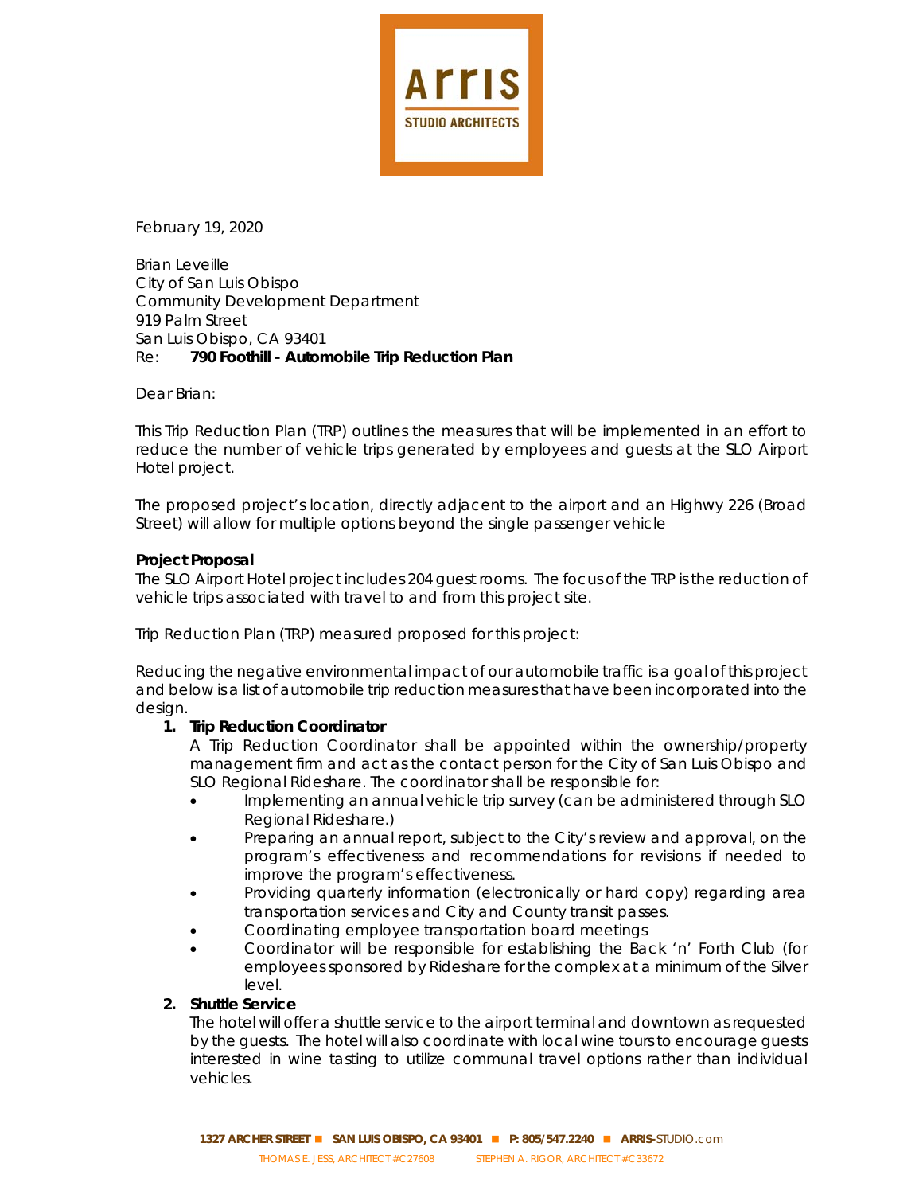**Arris**
STUDIO ARCHITECTS

February 19, 2020

Brian Leveille
City of San Luis Obispo
Community Development Department
919 Palm Street
San Luis Obispo, CA 93401
Re: **790 Foothill - Automobile Trip Reduction Plan**

Dear Brian:

This Trip Reduction Plan (TRP) outlines the measures that will be implemented in an effort to reduce the number of vehicle trips generated by employees and guests at the SLO Airport Hotel project.

The proposed project's location, directly adjacent to the airport and an Highwy 226 (Broad Street) will allow for multiple options beyond the single passenger vehicle

**Project Proposal**
The SLO Airport Hotel project includes 204 guest rooms. The focus of the TRP is the reduction of vehicle trips associated with travel to and from this project site.

Trip Reduction Plan (TRP) measured proposed for this project:

Reducing the negative environmental impact of our automobile traffic is a goal of this project and below is a list of automobile trip reduction measures that have been incorporated into the design.

1. **Trip Reduction Coordinator**
   A Trip Reduction Coordinator shall be appointed within the ownership/property management firm and act as the contact person for the City of San Luis Obispo and SLO Regional Rideshare. The coordinator shall be responsible for:
   - Implementing an annual vehicle trip survey (can be administered through SLO Regional Rideshare.)
   - Preparing an annual report, subject to the City's review and approval, on the program's effectiveness and recommendations for revisions if needed to improve the program's effectiveness.
   - Providing quarterly information (electronically or hard copy) regarding area transportation services and City and County transit passes.
   - Coordinating employee transportation board meetings
   - Coordinator will be responsible for establishing the Back 'n' Forth Club (for employees sponsored by Rideshare for the complex at a minimum of the Silver level.
2. **Shuttle Service**
   The hotel will offer a shuttle service to the airport terminal and downtown as requested by the guests. The hotel will also coordinate with local wine tours to encourage guests interested in wine tasting to utilize communal travel options rather than individual vehicles.

1327 ARCHER STREET ■ SAN LUIS OBISPO, CA 93401 ■ P: 805/547.2240 ■ ARRIS-STUDIO.com
THOMAS E. JESS, ARCHITECT #C27608 STEPHEN A. RIGOR, ARCHITECT #C33672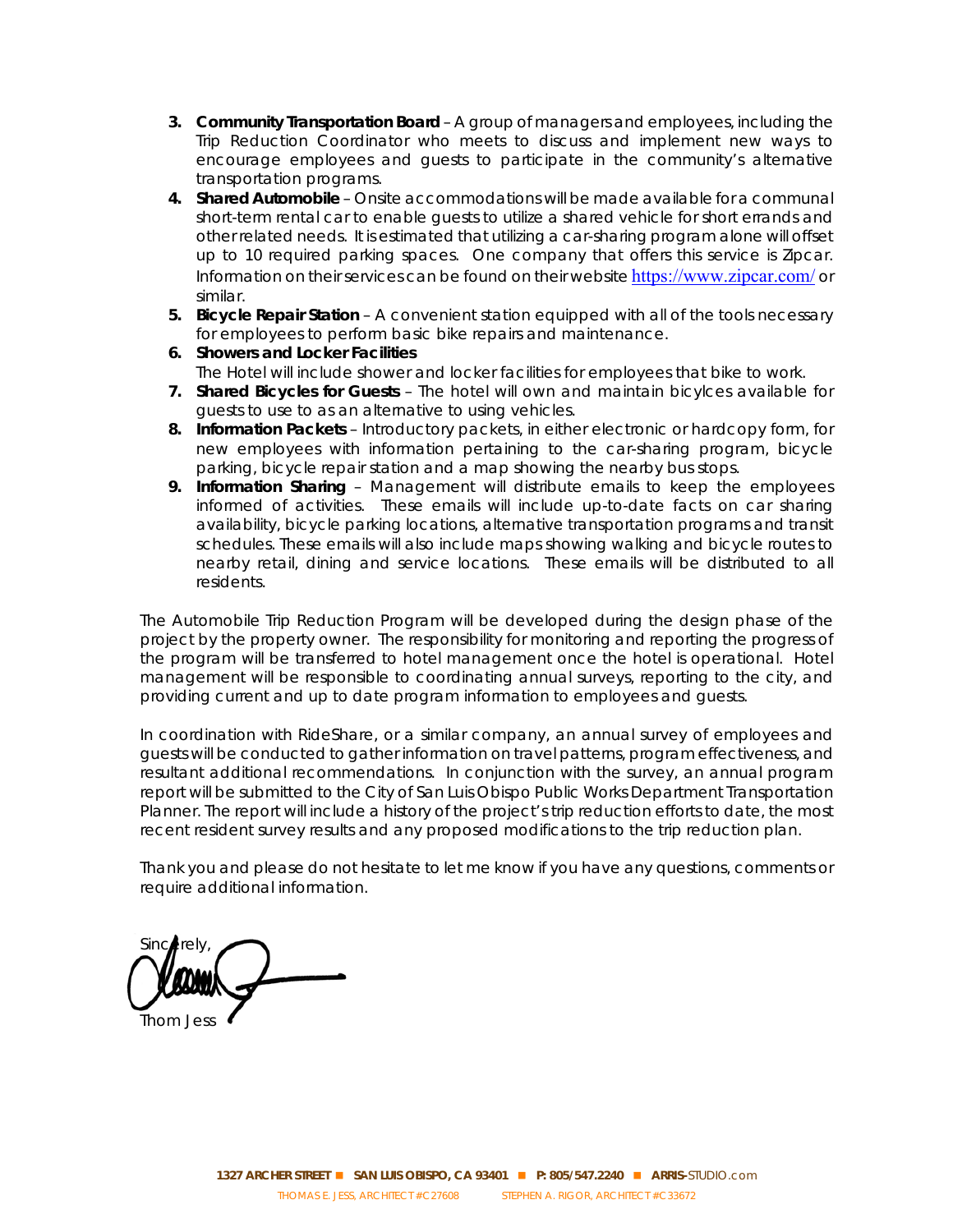3. **Community Transportation Board** – A group of managers and employees, including the Trip Reduction Coordinator who meets to discuss and implement new ways to encourage employees and guests to participate in the community's alternative transportation programs.
4. **Shared Automobile** – Onsite accommodations will be made available for a communal short-term rental car to enable guests to utilize a shared vehicle for short errands and other related needs. It is estimated that utilizing a car-sharing program alone will offset up to 10 required parking spaces. One company that offers this service is Zipcar. Information on their services can be found on their website https://www.zipcar.com/ or similar.
5. **Bicycle Repair Station** – A convenient station equipped with all of the tools necessary for employees to perform basic bike repairs and maintenance.
6. **Showers and Locker Facilities**
   The Hotel will include shower and locker facilities for employees that bike to work.
7. **Shared Bicycles for Guests** – The hotel will own and maintain bicylces available for guests to use to as an alternative to using vehicles.
8. **Information Packets** – Introductory packets, in either electronic or hardcopy form, for new employees with information pertaining to the car-sharing program, bicycle parking, bicycle repair station and a map showing the nearby bus stops.
9. **Information Sharing** – Management will distribute emails to keep the employees informed of activities. These emails will include up-to-date facts on car sharing availability, bicycle parking locations, alternative transportation programs and transit schedules. These emails will also include maps showing walking and bicycle routes to nearby retail, dining and service locations. These emails will be distributed to all residents.

The Automobile Trip Reduction Program will be developed during the design phase of the project by the property owner. The responsibility for monitoring and reporting the progress of the program will be transferred to hotel management once the hotel is operational. Hotel management will be responsible to coordinating annual surveys, reporting to the city, and providing current and up to date program information to employees and guests.

In coordination with RideShare, or a similar company, an annual survey of employees and guests will be conducted to gather information on travel patterns, program effectiveness, and resultant additional recommendations. In conjunction with the survey, an annual program report will be submitted to the City of San Luis Obispo Public Works Department Transportation Planner. The report will include a history of the project's trip reduction efforts to date, the most recent resident survey results and any proposed modifications to the trip reduction plan.

Thank you and please do not hesitate to let me know if you have any questions, comments or require additional information.

Sincerely,

Thom Jess

**1327 ARCHER STREET ■ SAN LUIS OBISPO, CA 93401 ■ P: 805/547.2240 ■ ARRIS-**STUDIO.com

THOMAS E. JESS, ARCHITECT #C27608 STEPHEN A. RIGOR, ARCHITECT #C33672